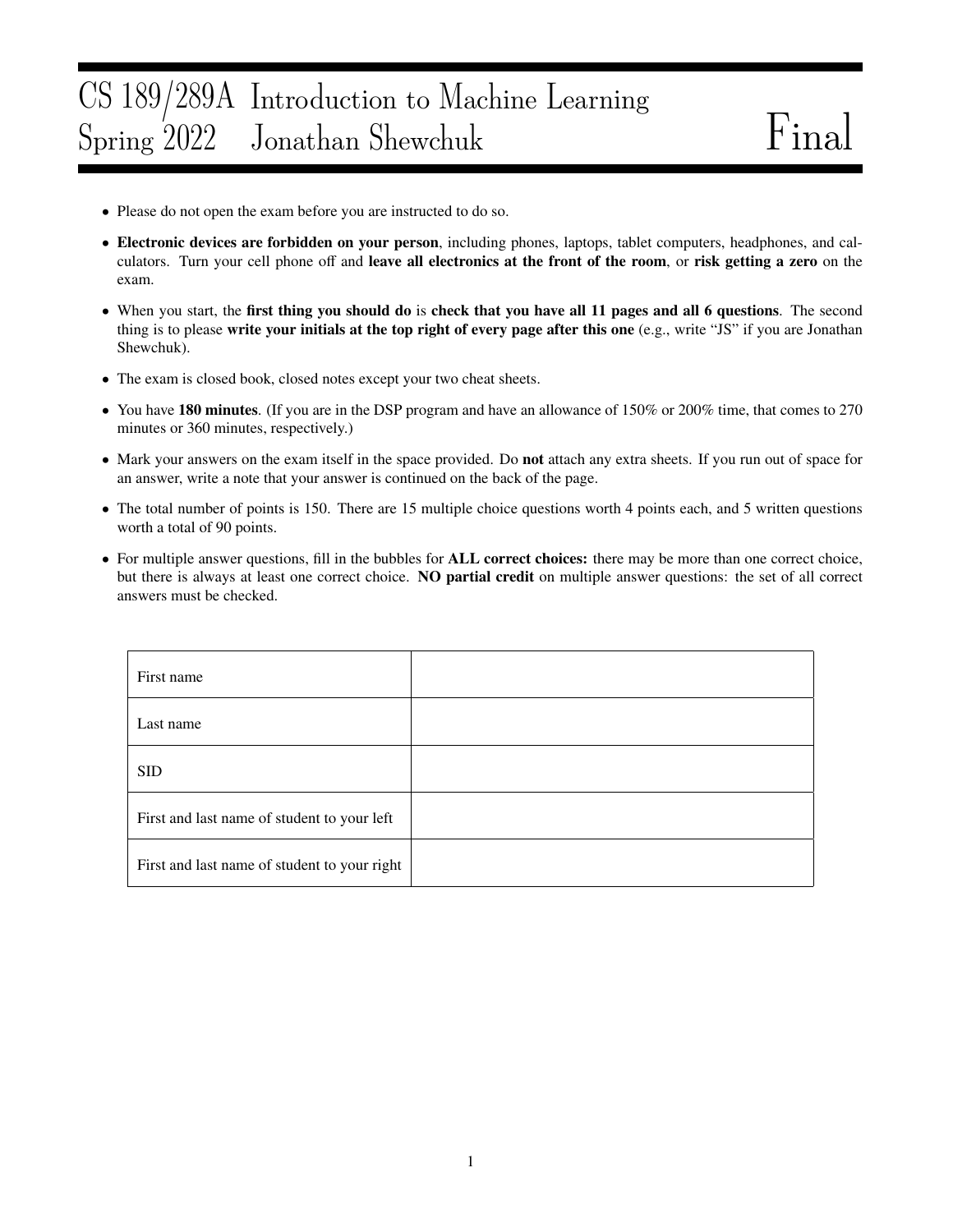# CS 189/289A Introduction to Machine Learning
# Spring 2022 Jonathan Shewchuk — Final

- Please do not open the exam before you are instructed to do so.
- **Electronic devices are forbidden on your person**, including phones, laptops, tablet computers, headphones, and calculators. Turn your cell phone off and **leave all electronics at the front of the room**, or **risk getting a zero** on the exam.
- When you start, the **first thing you should do** is **check that you have all 11 pages and all 6 questions**. The second thing is to please **write your initials at the top right of every page after this one** (e.g., write "JS" if you are Jonathan Shewchuk).
- The exam is closed book, closed notes except your two cheat sheets.
- You have **180 minutes**. (If you are in the DSP program and have an allowance of 150% or 200% time, that comes to 270 minutes or 360 minutes, respectively.)
- Mark your answers on the exam itself in the space provided. Do **not** attach any extra sheets. If you run out of space for an answer, write a note that your answer is continued on the back of the page.
- The total number of points is 150. There are 15 multiple choice questions worth 4 points each, and 5 written questions worth a total of 90 points.
- For multiple answer questions, fill in the bubbles for **ALL correct choices:** there may be more than one correct choice, but there is always at least one correct choice. **NO partial credit** on multiple answer questions: the set of all correct answers must be checked.

| | |
|---|---|
| First name | |
| Last name | |
| SID | |
| First and last name of student to your left | |
| First and last name of student to your right | |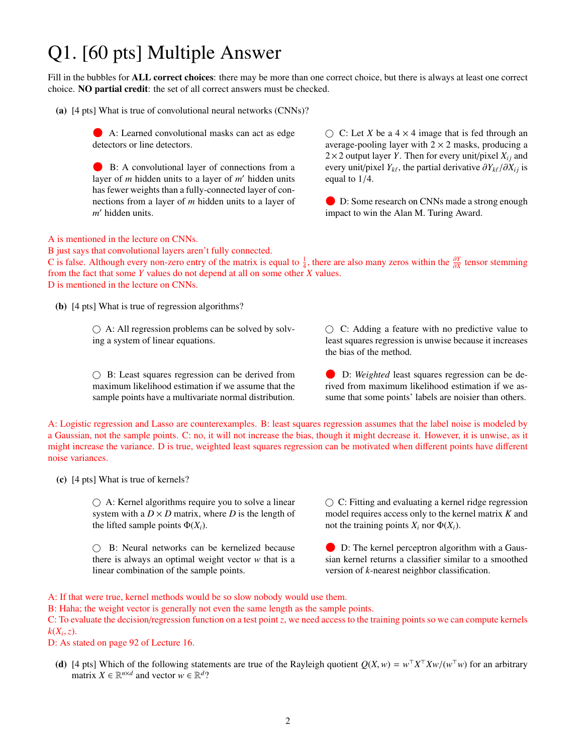# Q1. [60 pts] Multiple Answer

Fill in the bubbles for **ALL correct choices**: there may be more than one correct choice, but there is always at least one correct choice. **NO partial credit**: the set of all correct answers must be checked.

**(a)** [4 pts] What is true of convolutional neural networks (CNNs)?

- ● A: Learned convolutional masks can act as edge detectors or line detectors.
- ● B: A convolutional layer of connections from a layer of $m$ hidden units to a layer of $m'$ hidden units has fewer weights than a fully-connected layer of connections from a layer of $m$ hidden units to a layer of $m'$ hidden units.
- ○ C: Let $X$ be a $4 \times 4$ image that is fed through an average-pooling layer with $2 \times 2$ masks, producing a $2 \times 2$ output layer $Y$. Then for every unit/pixel $X_{ij}$ and every unit/pixel $Y_{k\ell}$, the partial derivative $\partial Y_{k\ell} / \partial X_{ij}$ is equal to $1/4$.
- ● D: Some research on CNNs made a strong enough impact to win the Alan M. Turing Award.

A is mentioned in the lecture on CNNs.
B just says that convolutional layers aren't fully connected.
C is false. Although every non-zero entry of the matrix is equal to $\frac{1}{4}$, there are also many zeros within the $\frac{\partial Y}{\partial X}$ tensor stemming from the fact that some $Y$ values do not depend at all on some other $X$ values.
D is mentioned in the lecture on CNNs.

**(b)** [4 pts] What is true of regression algorithms?

- ○ A: All regression problems can be solved by solving a system of linear equations.
- ○ B: Least squares regression can be derived from maximum likelihood estimation if we assume that the sample points have a multivariate normal distribution.
- ○ C: Adding a feature with no predictive value to least squares regression is unwise because it increases the bias of the method.
- ● D: *Weighted* least squares regression can be derived from maximum likelihood estimation if we assume that some points' labels are noisier than others.

A: Logistic regression and Lasso are counterexamples. B: least squares regression assumes that the label noise is modeled by a Gaussian, not the sample points. C: no, it will not increase the bias, though it might decrease it. However, it is unwise, as it might increase the variance. D is true, weighted least squares regression can be motivated when different points have different noise variances.

**(c)** [4 pts] What is true of kernels?

- ○ A: Kernel algorithms require you to solve a linear system with a $D \times D$ matrix, where $D$ is the length of the lifted sample points $\Phi(X_i)$.
- ○ B: Neural networks can be kernelized because there is always an optimal weight vector $w$ that is a linear combination of the sample points.
- ○ C: Fitting and evaluating a kernel ridge regression model requires access only to the kernel matrix $K$ and not the training points $X_i$ nor $\Phi(X_i)$.
- ● D: The kernel perceptron algorithm with a Gaussian kernel returns a classifier similar to a smoothed version of $k$-nearest neighbor classification.

A: If that were true, kernel methods would be so slow nobody would use them.
B: Haha; the weight vector is generally not even the same length as the sample points.
C: To evaluate the decision/regression function on a test point $z$, we need access to the training points so we can compute kernels $k(X_i, z)$.
D: As stated on page 92 of Lecture 16.

**(d)** [4 pts] Which of the following statements are true of the Rayleigh quotient $Q(X, w) = w^\top X^\top X w / (w^\top w)$ for an arbitrary matrix $X \in \mathbb{R}^{n \times d}$ and vector $w \in \mathbb{R}^d$?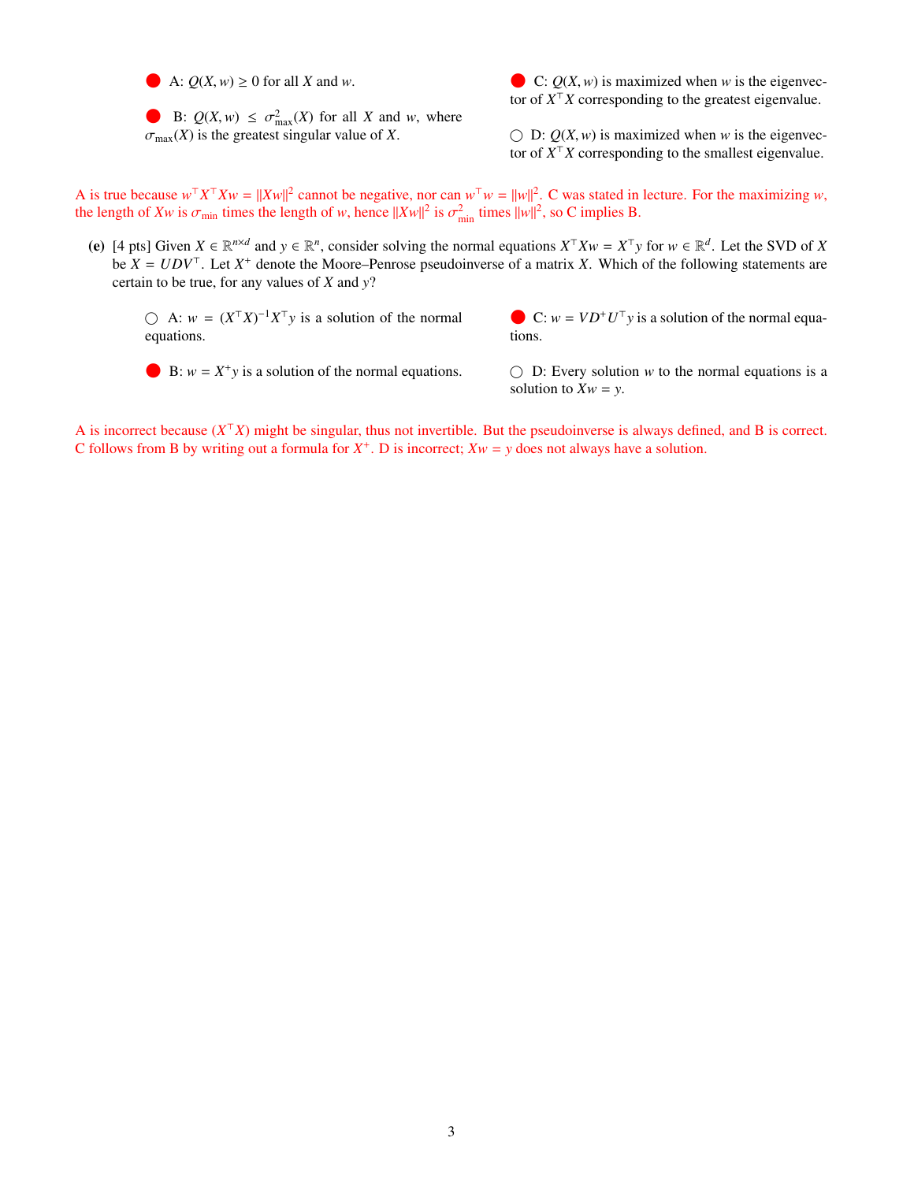- ● A: $Q(X, w) \geq 0$ for all $X$ and $w$.
- ● B: $Q(X, w) \leq \sigma^2_{\max}(X)$ for all $X$ and $w$, where $\sigma_{\max}(X)$ is the greatest singular value of $X$.
- ● C: $Q(X, w)$ is maximized when $w$ is the eigenvector of $X^\top X$ corresponding to the greatest eigenvalue.
- ○ D: $Q(X, w)$ is maximized when $w$ is the eigenvector of $X^\top X$ corresponding to the smallest eigenvalue.

A is true because $w^\top X^\top X w = \|Xw\|^2$ cannot be negative, nor can $w^\top w = \|w\|^2$. C was stated in lecture. For the maximizing $w$, the length of $Xw$ is $\sigma_{\min}$ times the length of $w$, hence $\|Xw\|^2$ is $\sigma^2_{\min}$ times $\|w\|^2$, so C implies B.

**(e)** [4 pts] Given $X \in \mathbb{R}^{n \times d}$ and $y \in \mathbb{R}^n$, consider solving the normal equations $X^\top X w = X^\top y$ for $w \in \mathbb{R}^d$. Let the SVD of $X$ be $X = UDV^\top$. Let $X^+$ denote the Moore–Penrose pseudoinverse of a matrix $X$. Which of the following statements are certain to be true, for any values of $X$ and $y$?

- ○ A: $w = (X^\top X)^{-1} X^\top y$ is a solution of the normal equations.
- ● B: $w = X^+ y$ is a solution of the normal equations.
- ● C: $w = V D^+ U^\top y$ is a solution of the normal equations.
- ○ D: Every solution $w$ to the normal equations is a solution to $Xw = y$.

A is incorrect because $(X^\top X)$ might be singular, thus not invertible. But the pseudoinverse is always defined, and B is correct. C follows from B by writing out a formula for $X^+$. D is incorrect; $Xw = y$ does not always have a solution.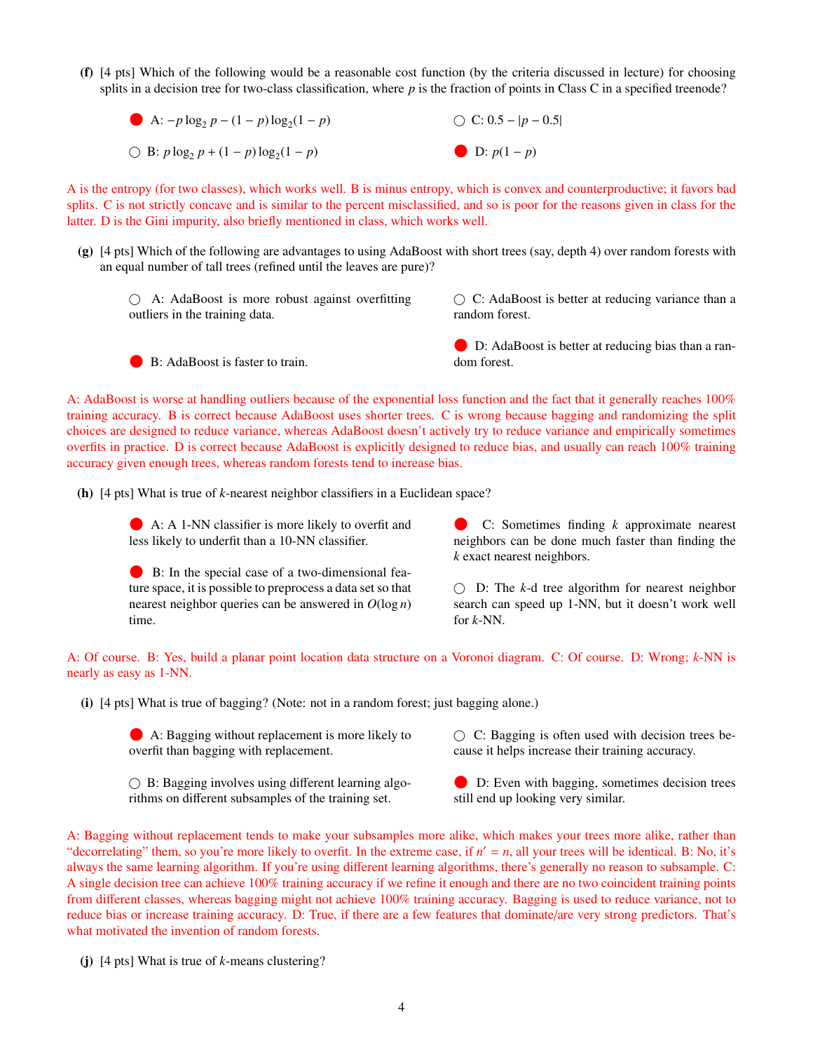**(f)** [4 pts] Which of the following would be a reasonable cost function (by the criteria discussed in lecture) for choosing splits in a decision tree for two-class classification, where $p$ is the fraction of points in Class C in a specified treenode?

- ● A: $-p \log_2 p - (1-p) \log_2(1-p)$
- ○ C: $0.5 - |p - 0.5|$
- ○ B: $p \log_2 p + (1-p) \log_2(1-p)$
- ● D: $p(1-p)$

A is the entropy (for two classes), which works well. B is minus entropy, which is convex and counterproductive; it favors bad splits. C is not strictly concave and is similar to the percent misclassified, and so is poor for the reasons given in class for the latter. D is the Gini impurity, also briefly mentioned in class, which works well.

**(g)** [4 pts] Which of the following are advantages to using AdaBoost with short trees (say, depth 4) over random forests with an equal number of tall trees (refined until the leaves are pure)?

- ○ A: AdaBoost is more robust against overfitting outliers in the training data.
- ○ C: AdaBoost is better at reducing variance than a random forest.
- ● B: AdaBoost is faster to train.
- ● D: AdaBoost is better at reducing bias than a random forest.

A: AdaBoost is worse at handling outliers because of the exponential loss function and the fact that it generally reaches 100% training accuracy. B is correct because AdaBoost uses shorter trees. C is wrong because bagging and randomizing the split choices are designed to reduce variance, whereas AdaBoost doesn't actively try to reduce variance and empirically sometimes overfits in practice. D is correct because AdaBoost is explicitly designed to reduce bias, and usually can reach 100% training accuracy given enough trees, whereas random forests tend to increase bias.

**(h)** [4 pts] What is true of $k$-nearest neighbor classifiers in a Euclidean space?

- ● A: A 1-NN classifier is more likely to overfit and less likely to underfit than a 10-NN classifier.
- ● C: Sometimes finding $k$ approximate nearest neighbors can be done much faster than finding the $k$ exact nearest neighbors.
- ● B: In the special case of a two-dimensional feature space, it is possible to preprocess a data set so that nearest neighbor queries can be answered in $O(\log n)$ time.
- ○ D: The $k$-d tree algorithm for nearest neighbor search can speed up 1-NN, but it doesn't work well for $k$-NN.

A: Of course. B: Yes, build a planar point location data structure on a Voronoi diagram. C: Of course. D: Wrong; $k$-NN is nearly as easy as 1-NN.

**(i)** [4 pts] What is true of bagging? (Note: not in a random forest; just bagging alone.)

- ● A: Bagging without replacement is more likely to overfit than bagging with replacement.
- ○ C: Bagging is often used with decision trees because it helps increase their training accuracy.
- ○ B: Bagging involves using different learning algorithms on different subsamples of the training set.
- ● D: Even with bagging, sometimes decision trees still end up looking very similar.

A: Bagging without replacement tends to make your subsamples more alike, which makes your trees more alike, rather than "decorrelating" them, so you're more likely to overfit. In the extreme case, if $n' = n$, all your trees will be identical. B: No, it's always the same learning algorithm. If you're using different learning algorithms, there's generally no reason to subsample. C: A single decision tree can achieve 100% training accuracy if we refine it enough and there are no two coincident training points from different classes, whereas bagging might not achieve 100% training accuracy. Bagging is used to reduce variance, not to reduce bias or increase training accuracy. D: True, if there are a few features that dominate/are very strong predictors. That's what motivated the invention of random forests.

**(j)** [4 pts] What is true of $k$-means clustering?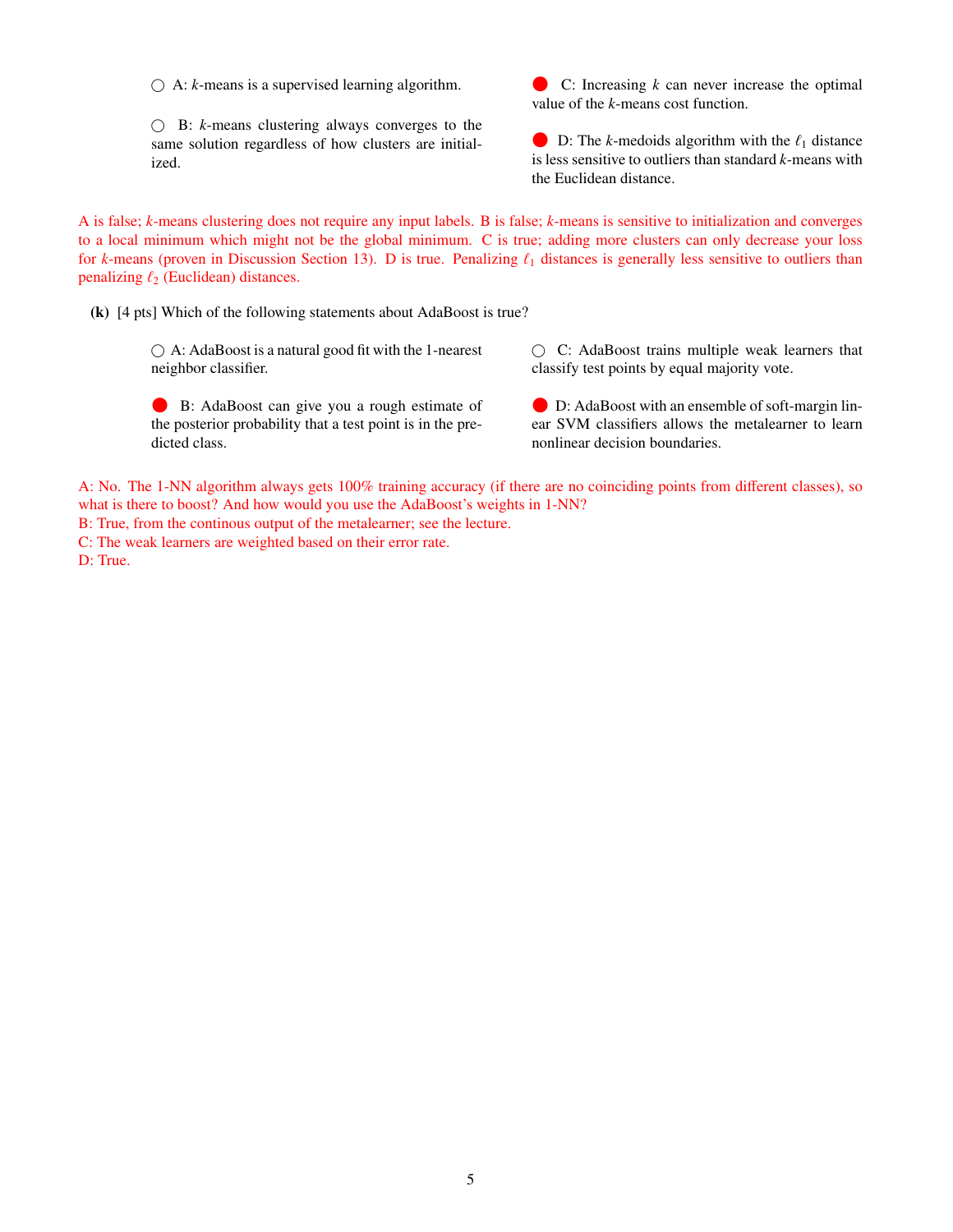○ A: $k$-means is a supervised learning algorithm.

○ B: $k$-means clustering always converges to the same solution regardless of how clusters are initialized.

● C: Increasing $k$ can never increase the optimal value of the $k$-means cost function.

● D: The $k$-medoids algorithm with the $\ell_1$ distance is less sensitive to outliers than standard $k$-means with the Euclidean distance.

A is false; $k$-means clustering does not require any input labels. B is false; $k$-means is sensitive to initialization and converges to a local minimum which might not be the global minimum. C is true; adding more clusters can only decrease your loss for $k$-means (proven in Discussion Section 13). D is true. Penalizing $\ell_1$ distances is generally less sensitive to outliers than penalizing $\ell_2$ (Euclidean) distances.

**(k)** [4 pts] Which of the following statements about AdaBoost is true?

○ A: AdaBoost is a natural good fit with the 1-nearest neighbor classifier.

● B: AdaBoost can give you a rough estimate of the posterior probability that a test point is in the predicted class.

○ C: AdaBoost trains multiple weak learners that classify test points by equal majority vote.

● D: AdaBoost with an ensemble of soft-margin linear SVM classifiers allows the metalearner to learn nonlinear decision boundaries.

A: No. The 1-NN algorithm always gets 100% training accuracy (if there are no coinciding points from different classes), so what is there to boost? And how would you use the AdaBoost's weights in 1-NN?
B: True, from the continous output of the metalearner; see the lecture.
C: The weak learners are weighted based on their error rate.
D: True.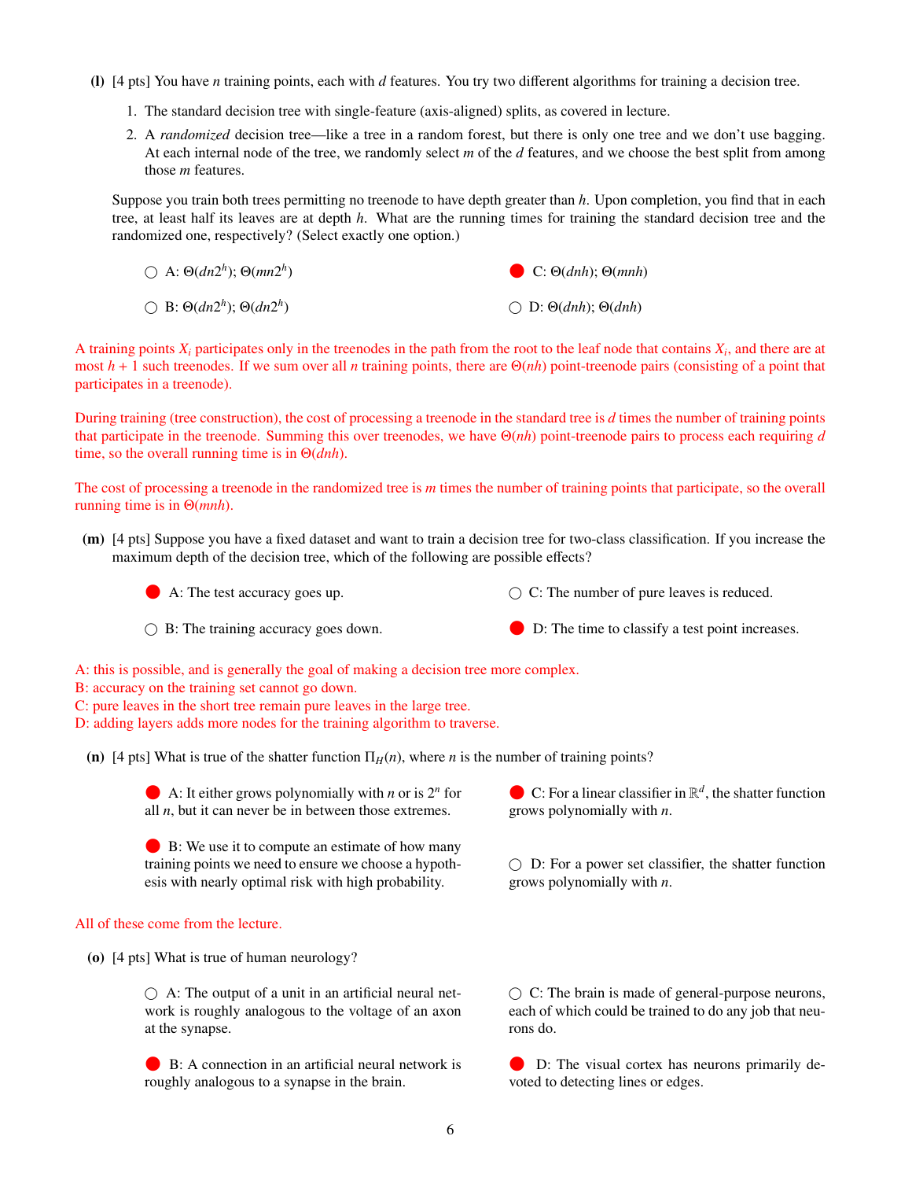**(l)** [4 pts] You have $n$ training points, each with $d$ features. You try two different algorithms for training a decision tree.

1. The standard decision tree with single-feature (axis-aligned) splits, as covered in lecture.
2. A *randomized* decision tree—like a tree in a random forest, but there is only one tree and we don't use bagging. At each internal node of the tree, we randomly select $m$ of the $d$ features, and we choose the best split from among those $m$ features.

Suppose you train both trees permitting no treenode to have depth greater than $h$. Upon completion, you find that in each tree, at least half its leaves are at depth $h$. What are the running times for training the standard decision tree and the randomized one, respectively? (Select exactly one option.)

- ○ A: $\Theta(dn2^h)$; $\Theta(mn2^h)$
- ○ B: $\Theta(dn2^h)$; $\Theta(dn2^h)$
- ● C: $\Theta(dnh)$; $\Theta(mnh)$
- ○ D: $\Theta(dnh)$; $\Theta(dnh)$

A training points $X_i$ participates only in the treenodes in the path from the root to the leaf node that contains $X_i$, and there are at most $h + 1$ such treenodes. If we sum over all $n$ training points, there are $\Theta(nh)$ point-treenode pairs (consisting of a point that participates in a treenode).

During training (tree construction), the cost of processing a treenode in the standard tree is $d$ times the number of training points that participate in the treenode. Summing this over treenodes, we have $\Theta(nh)$ point-treenode pairs to process each requiring $d$ time, so the overall running time is in $\Theta(dnh)$.

The cost of processing a treenode in the randomized tree is $m$ times the number of training points that participate, so the overall running time is in $\Theta(mnh)$.

**(m)** [4 pts] Suppose you have a fixed dataset and want to train a decision tree for two-class classification. If you increase the maximum depth of the decision tree, which of the following are possible effects?

- ● A: The test accuracy goes up.
- ○ B: The training accuracy goes down.
- ○ C: The number of pure leaves is reduced.
- ● D: The time to classify a test point increases.

A: this is possible, and is generally the goal of making a decision tree more complex.
B: accuracy on the training set cannot go down.
C: pure leaves in the short tree remain pure leaves in the large tree.
D: adding layers adds more nodes for the training algorithm to traverse.

**(n)** [4 pts] What is true of the shatter function $\Pi_H(n)$, where $n$ is the number of training points?

- ● A: It either grows polynomially with $n$ or is $2^n$ for all $n$, but it can never be in between those extremes.
- ● B: We use it to compute an estimate of how many training points we need to ensure we choose a hypothesis with nearly optimal risk with high probability.
- ● C: For a linear classifier in $\mathbb{R}^d$, the shatter function grows polynomially with $n$.
- ○ D: For a power set classifier, the shatter function grows polynomially with $n$.

All of these come from the lecture.

**(o)** [4 pts] What is true of human neurology?

- ○ A: The output of a unit in an artificial neural network is roughly analogous to the voltage of an axon at the synapse.
- ● B: A connection in an artificial neural network is roughly analogous to a synapse in the brain.
- ○ C: The brain is made of general-purpose neurons, each of which could be trained to do any job that neurons do.
- ● D: The visual cortex has neurons primarily devoted to detecting lines or edges.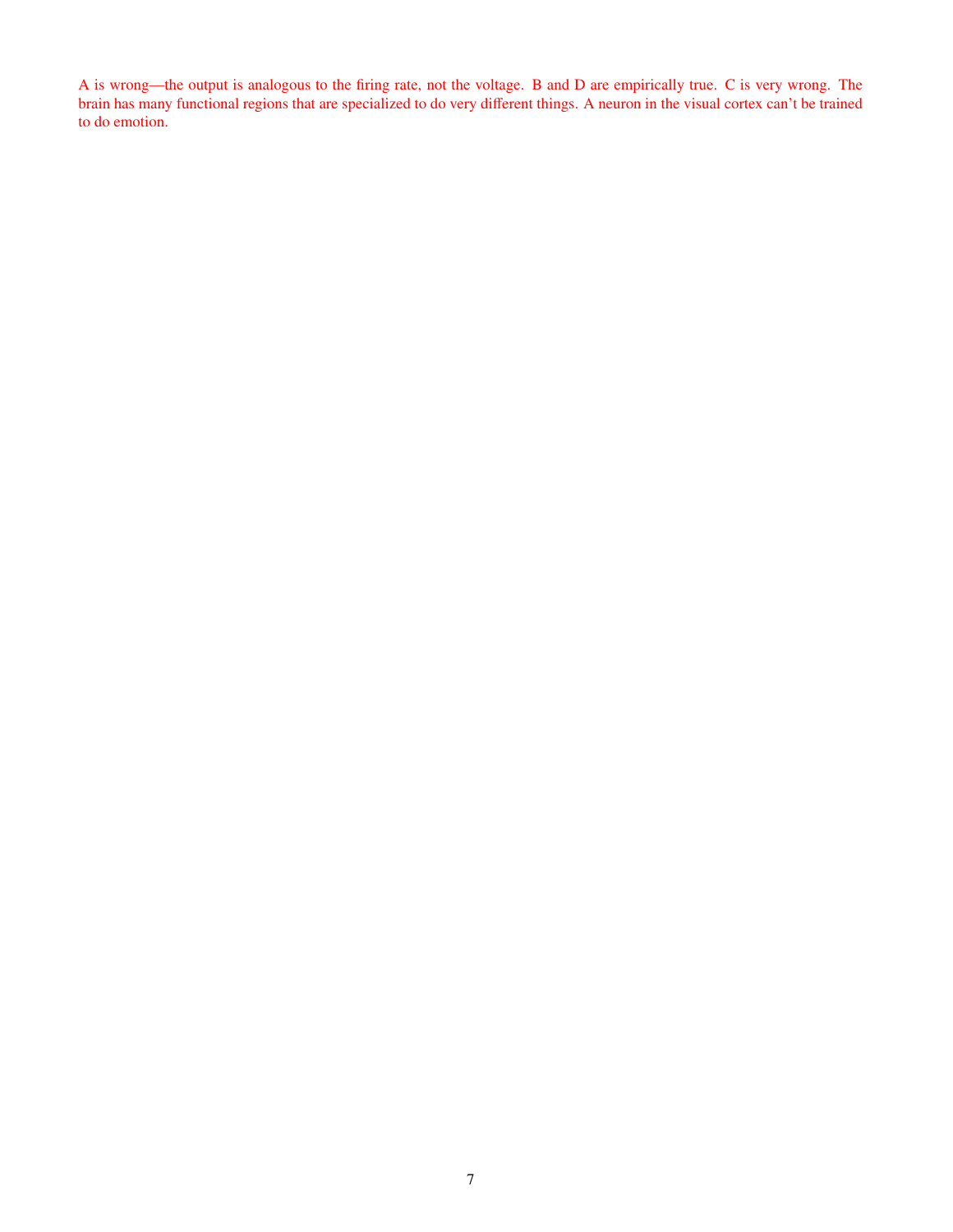A is wrong—the output is analogous to the firing rate, not the voltage. B and D are empirically true. C is very wrong. The brain has many functional regions that are specialized to do very different things. A neuron in the visual cortex can't be trained to do emotion.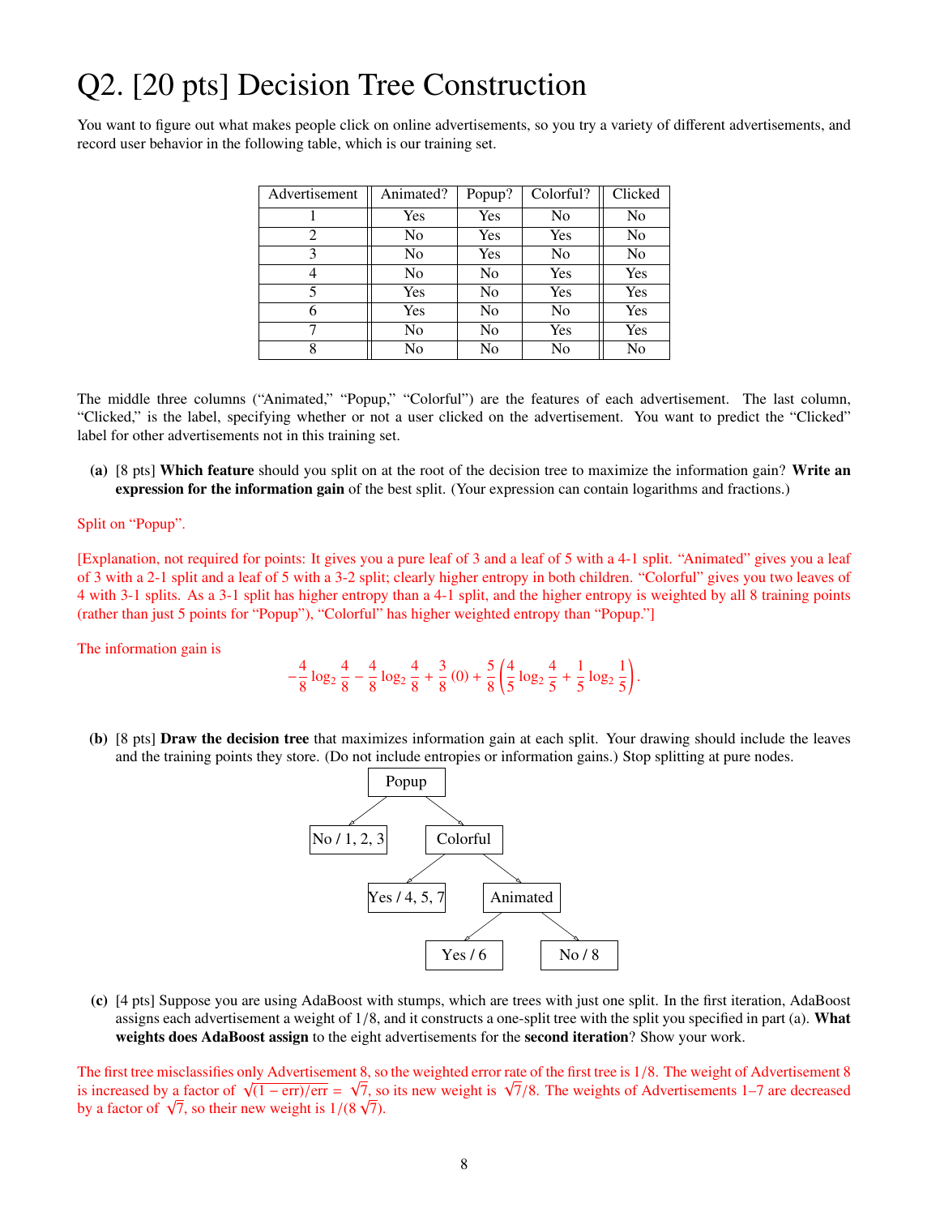// Q2. [20 pts] Decision Tree Construction

You want to figure out what makes people click on online advertisements, so you try a variety of different advertisements, and record user behavior in the following table, which is our training set.

| Advertisement | Animated? | Popup? | Colorful? | Clicked |
|---|---|---|---|---|
| 1 | Yes | Yes | No | No |
| 2 | No | Yes | Yes | No |
| 3 | No | Yes | No | No |
| 4 | No | No | Yes | Yes |
| 5 | Yes | No | Yes | Yes |
| 6 | Yes | No | No | Yes |
| 7 | No | No | Yes | Yes |
| 8 | No | No | No | No |

The middle three columns ("Animated," "Popup," "Colorful") are the features of each advertisement. The last column, "Clicked," is the label, specifying whether or not a user clicked on the advertisement. You want to predict the "Clicked" label for other advertisements not in this training set.

**(a)** [8 pts] **Which feature** should you split on at the root of the decision tree to maximize the information gain? **Write an expression for the information gain** of the best split. (Your expression can contain logarithms and fractions.)

Split on "Popup".

[Explanation, not required for points: It gives you a pure leaf of 3 and a leaf of 5 with a 4-1 split. "Animated" gives you a leaf of 3 with a 2-1 split and a leaf of 5 with a 3-2 split; clearly higher entropy in both children. "Colorful" gives you two leaves of 4 with 3-1 splits. As a 3-1 split has higher entropy than a 4-1 split, and the higher entropy is weighted by all 8 training points (rather than just 5 points for "Popup"), "Colorful" has higher weighted entropy than "Popup."]

The information gain is

$$-\frac{4}{8}\log_2\frac{4}{8} - \frac{4}{8}\log_2\frac{4}{8} + \frac{3}{8}(0) + \frac{5}{8}\left(\frac{4}{5}\log_2\frac{4}{5} + \frac{1}{5}\log_2\frac{1}{5}\right).$$

**(b)** [8 pts] **Draw the decision tree** that maximizes information gain at each split. Your drawing should include the leaves and the training points they store. (Do not include entropies or information gains.) Stop splitting at pure nodes.

```
            Popup
           /     \
   No / 1, 2, 3   Colorful
                 /        \
        Yes / 4, 5, 7    Animated
                         /       \
                    Yes / 6     No / 8
```

**(c)** [4 pts] Suppose you are using AdaBoost with stumps, which are trees with just one split. In the first iteration, AdaBoost assigns each advertisement a weight of $1/8$, and it constructs a one-split tree with the split you specified in part (a). **What weights does AdaBoost assign** to the eight advertisements for the **second iteration**? Show your work.

The first tree misclassifies only Advertisement 8, so the weighted error rate of the first tree is $1/8$. The weight of Advertisement 8 is increased by a factor of $\sqrt{(1 - \text{err})/\text{err}} = \sqrt{7}$, so its new weight is $\sqrt{7}/8$. The weights of Advertisements 1–7 are decreased by a factor of $\sqrt{7}$, so their new weight is $1/(8\sqrt{7})$.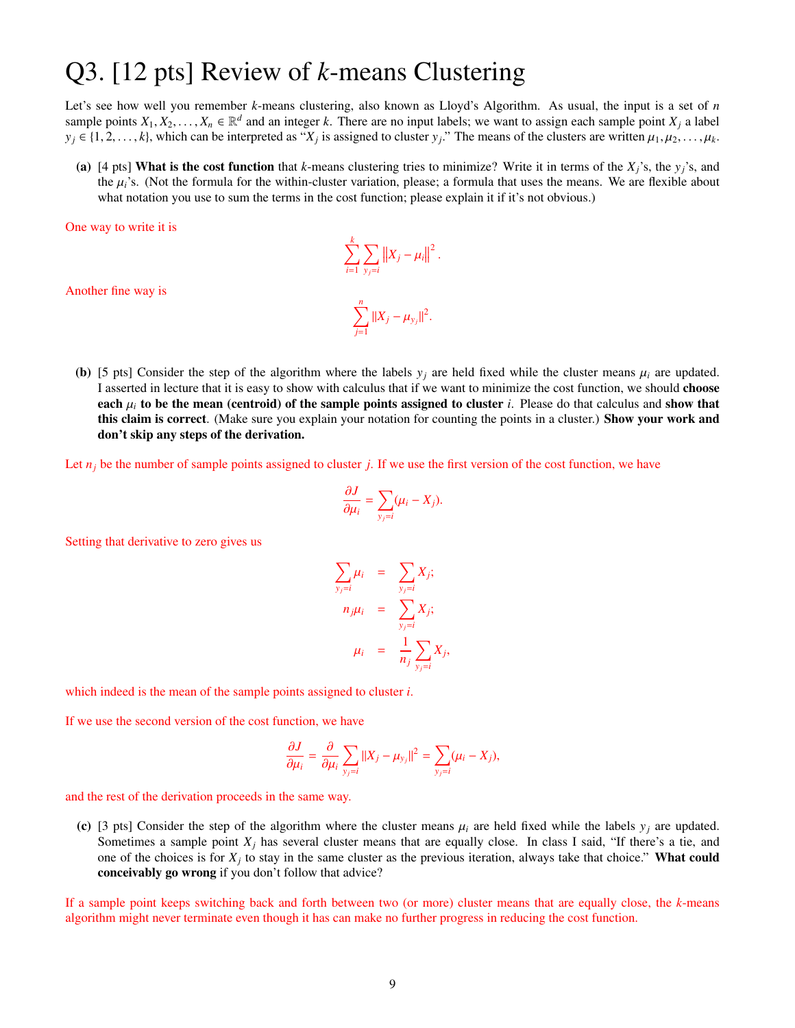# Q3. [12 pts] Review of $k$-means Clustering

Let's see how well you remember $k$-means clustering, also known as Lloyd's Algorithm. As usual, the input is a set of $n$ sample points $X_1, X_2, \ldots, X_n \in \mathbb{R}^d$ and an integer $k$. There are no input labels; we want to assign each sample point $X_j$ a label $y_j \in \{1, 2, \ldots, k\}$, which can be interpreted as "$X_j$ is assigned to cluster $y_j$." The means of the clusters are written $\mu_1, \mu_2, \ldots, \mu_k$.

**(a)** [4 pts] **What is the cost function** that $k$-means clustering tries to minimize? Write it in terms of the $X_j$'s, the $y_j$'s, and the $\mu_i$'s. (Not the formula for the within-cluster variation, please; a formula that uses the means. We are flexible about what notation you use to sum the terms in the cost function; please explain it if it's not obvious.)

One way to write it is

$$\sum_{i=1}^{k} \sum_{y_j = i} \left\| X_j - \mu_i \right\|^2.$$

Another fine way is

$$\sum_{j=1}^{n} \|X_j - \mu_{y_j}\|^2.$$

**(b)** [5 pts] Consider the step of the algorithm where the labels $y_j$ are held fixed while the cluster means $\mu_i$ are updated. I asserted in lecture that it is easy to show with calculus that if we want to minimize the cost function, we should **choose each $\mu_i$ to be the mean (centroid) of the sample points assigned to cluster** $i$. Please do that calculus and **show that this claim is correct**. (Make sure you explain your notation for counting the points in a cluster.) **Show your work and don't skip any steps of the derivation.**

Let $n_j$ be the number of sample points assigned to cluster $j$. If we use the first version of the cost function, we have

$$\frac{\partial J}{\partial \mu_i} = \sum_{y_j = i} (\mu_i - X_j).$$

Setting that derivative to zero gives us

$$\begin{aligned} \sum_{y_j = i} \mu_i &= \sum_{y_j = i} X_j; \\ n_j \mu_i &= \sum_{y_j = i} X_j; \\ \mu_i &= \frac{1}{n_j} \sum_{y_j = i} X_j, \end{aligned}$$

which indeed is the mean of the sample points assigned to cluster $i$.

If we use the second version of the cost function, we have

$$\frac{\partial J}{\partial \mu_i} = \frac{\partial}{\partial \mu_i} \sum_{y_j = i} \|X_j - \mu_{y_j}\|^2 = \sum_{y_j = i} (\mu_i - X_j),$$

and the rest of the derivation proceeds in the same way.

**(c)** [3 pts] Consider the step of the algorithm where the cluster means $\mu_i$ are held fixed while the labels $y_j$ are updated. Sometimes a sample point $X_j$ has several cluster means that are equally close. In class I said, "If there's a tie, and one of the choices is for $X_j$ to stay in the same cluster as the previous iteration, always take that choice." **What could conceivably go wrong** if you don't follow that advice?

If a sample point keeps switching back and forth between two (or more) cluster means that are equally close, the $k$-means algorithm might never terminate even though it has can make no further progress in reducing the cost function.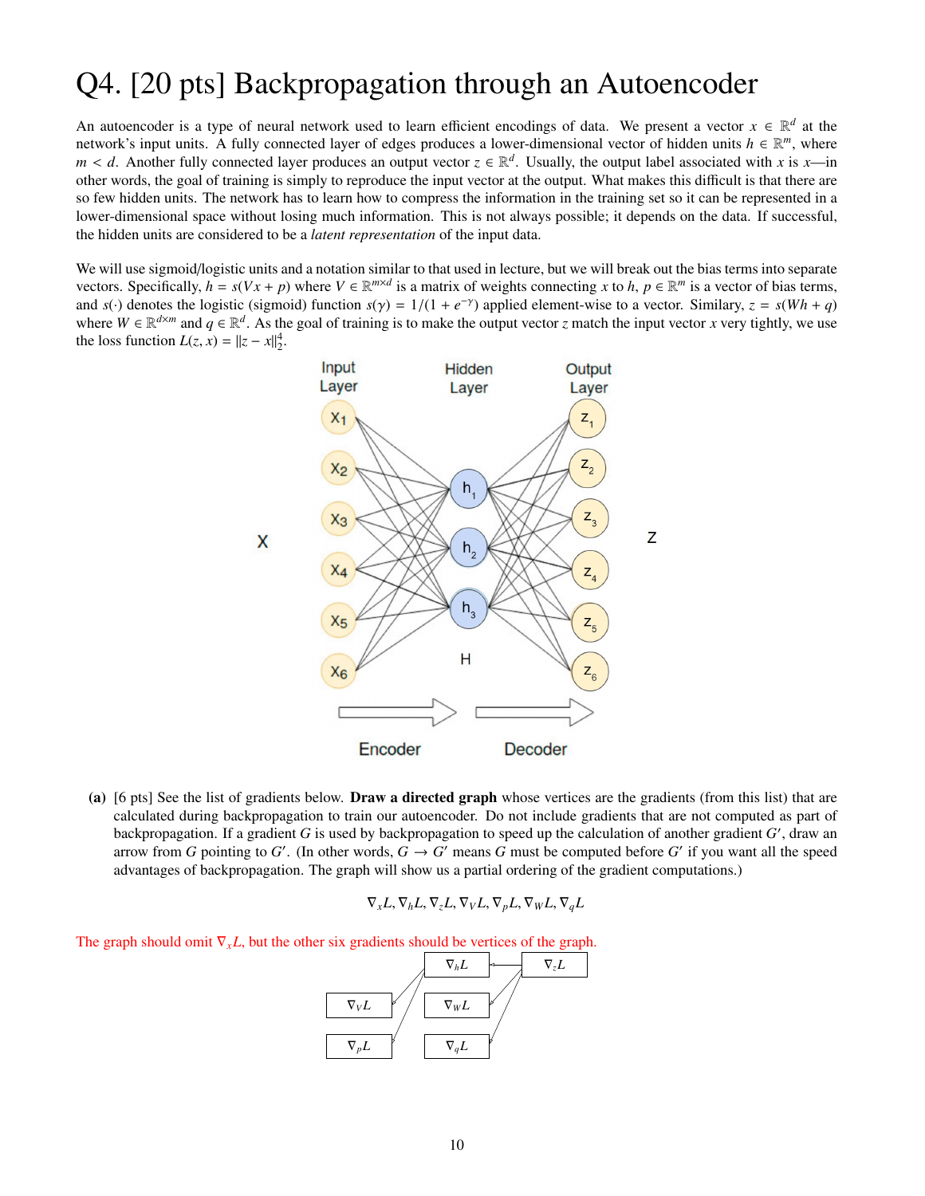# Q4. [20 pts] Backpropagation through an Autoencoder

An autoencoder is a type of neural network used to learn efficient encodings of data. We present a vector $x \in \mathbb{R}^d$ at the network's input units. A fully connected layer of edges produces a lower-dimensional vector of hidden units $h \in \mathbb{R}^m$, where $m < d$. Another fully connected layer produces an output vector $z \in \mathbb{R}^d$. Usually, the output label associated with $x$ is $x$—in other words, the goal of training is simply to reproduce the input vector at the output. What makes this difficult is that there are so few hidden units. The network has to learn how to compress the information in the training set so it can be represented in a lower-dimensional space without losing much information. This is not always possible; it depends on the data. If successful, the hidden units are considered to be a *latent representation* of the input data.

We will use sigmoid/logistic units and a notation similar to that used in lecture, but we will break out the bias terms into separate vectors. Specifically, $h = s(Vx + p)$ where $V \in \mathbb{R}^{m \times d}$ is a matrix of weights connecting $x$ to $h$, $p \in \mathbb{R}^m$ is a vector of bias terms, and $s(\cdot)$ denotes the logistic (sigmoid) function $s(\gamma) = 1/(1 + e^{-\gamma})$ applied element-wise to a vector. Similary, $z = s(Wh + q)$ where $W \in \mathbb{R}^{d \times m}$ and $q \in \mathbb{R}^d$. As the goal of training is to make the output vector $z$ match the input vector $x$ very tightly, we use the loss function $L(z, x) = \|z - x\|_2^4$.

**(a)** [6 pts] See the list of gradients below. **Draw a directed graph** whose vertices are the gradients (from this list) that are calculated during backpropagation to train our autoencoder. Do not include gradients that are not computed as part of backpropagation. If a gradient $G$ is used by backpropagation to speed up the calculation of another gradient $G'$, draw an arrow from $G$ pointing to $G'$. (In other words, $G \to G'$ means $G$ must be computed before $G'$ if you want all the speed advantages of backpropagation. The graph will show us a partial ordering of the gradient computations.)

$$\nabla_x L, \nabla_h L, \nabla_z L, \nabla_V L, \nabla_p L, \nabla_W L, \nabla_q L$$

The graph should omit $\nabla_x L$, but the other six gradients should be vertices of the graph.

$\nabla_z L \to \nabla_h L$, $\nabla_z L \to \nabla_W L$, $\nabla_z L \to \nabla_q L$, $\nabla_h L \to \nabla_V L$, $\nabla_h L \to \nabla_p L$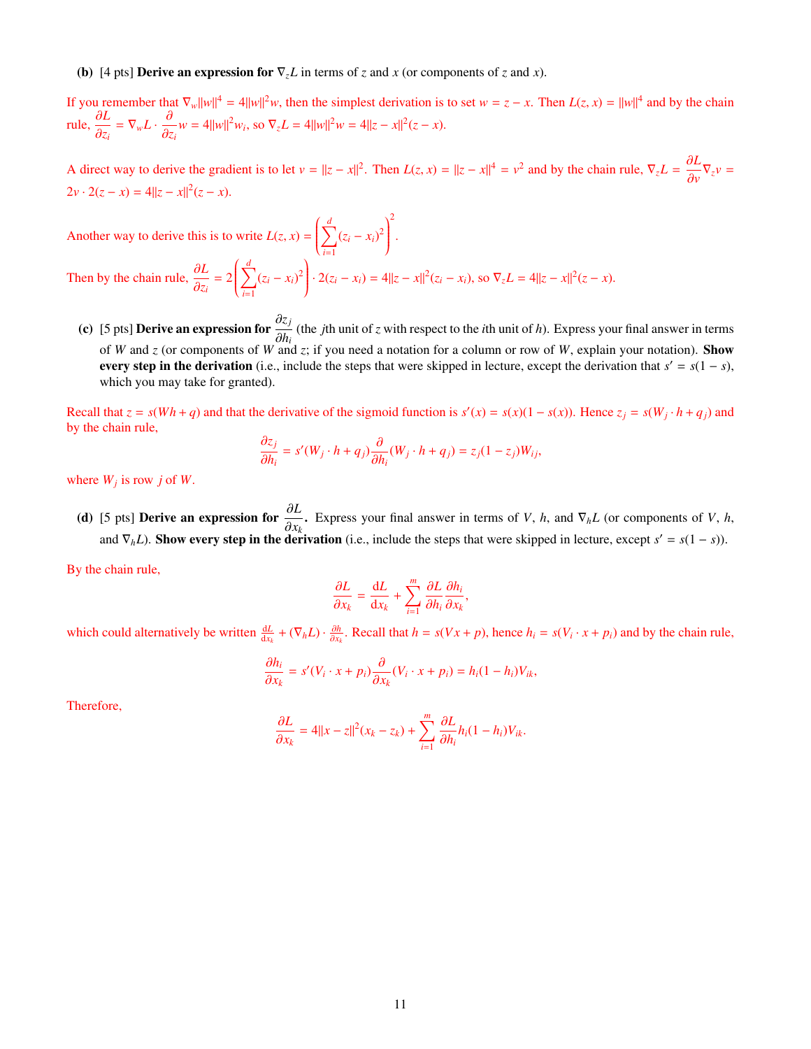**(b)** [4 pts] **Derive an expression for $\nabla_z L$ in terms of $z$ and $x$ (or components of $z$ and $x$).**

If you remember that $\nabla_w \|w\|^4 = 4\|w\|^2 w$, then the simplest derivation is to set $w = z - x$. Then $L(z, x) = \|w\|^4$ and by the chain rule, $\frac{\partial L}{\partial z_i} = \nabla_w L \cdot \frac{\partial}{\partial z_i} w = 4\|w\|^2 w_i$, so $\nabla_z L = 4\|w\|^2 w = 4\|z - x\|^2 (z - x)$.

A direct way to derive the gradient is to let $v = \|z - x\|^2$. Then $L(z, x) = \|z - x\|^4 = v^2$ and by the chain rule, $\nabla_z L = \frac{\partial L}{\partial v} \nabla_z v = 2v \cdot 2(z - x) = 4\|z - x\|^2 (z - x)$.

Another way to derive this is to write $L(z, x) = \left( \sum_{i=1}^{d} (z_i - x_i)^2 \right)^2$.

Then by the chain rule, $\frac{\partial L}{\partial z_i} = 2 \left( \sum_{i=1}^{d} (z_i - x_i)^2 \right) \cdot 2(z_i - x_i) = 4\|z - x\|^2 (z_i - x_i)$, so $\nabla_z L = 4\|z - x\|^2 (z - x)$.

**(c)** [5 pts] **Derive an expression for $\frac{\partial z_j}{\partial h_i}$** (the $j$th unit of $z$ with respect to the $i$th unit of $h$). Express your final answer in terms of $W$ and $z$ (or components of $W$ and $z$; if you need a notation for a column or row of $W$, explain your notation). **Show every step in the derivation** (i.e., include the steps that were skipped in lecture, except the derivation that $s' = s(1 - s)$, which you may take for granted).

Recall that $z = s(Wh + q)$ and that the derivative of the sigmoid function is $s'(x) = s(x)(1 - s(x))$. Hence $z_j = s(W_j \cdot h + q_j)$ and by the chain rule,

$$\frac{\partial z_j}{\partial h_i} = s'(W_j \cdot h + q_j) \frac{\partial}{\partial h_i} (W_j \cdot h + q_j) = z_j (1 - z_j) W_{ij},$$

where $W_j$ is row $j$ of $W$.

**(d)** [5 pts] **Derive an expression for $\frac{\partial L}{\partial x_k}$.** Express your final answer in terms of $V$, $h$, and $\nabla_h L$ (or components of $V$, $h$, and $\nabla_h L$). **Show every step in the derivation** (i.e., include the steps that were skipped in lecture, except $s' = s(1 - s)$).

By the chain rule,

$$\frac{\partial L}{\partial x_k} = \frac{\mathrm{d}L}{\mathrm{d}x_k} + \sum_{i=1}^{m} \frac{\partial L}{\partial h_i} \frac{\partial h_i}{\partial x_k},$$

which could alternatively be written $\frac{\mathrm{d}L}{\mathrm{d}x_k} + (\nabla_h L) \cdot \frac{\partial h}{\partial x_k}$. Recall that $h = s(Vx + p)$, hence $h_i = s(V_i \cdot x + p_i)$ and by the chain rule,

$$\frac{\partial h_i}{\partial x_k} = s'(V_i \cdot x + p_i) \frac{\partial}{\partial x_k} (V_i \cdot x + p_i) = h_i (1 - h_i) V_{ik},$$

Therefore,

$$\frac{\partial L}{\partial x_k} = 4\|x - z\|^2 (x_k - z_k) + \sum_{i=1}^{m} \frac{\partial L}{\partial h_i} h_i (1 - h_i) V_{ik}.$$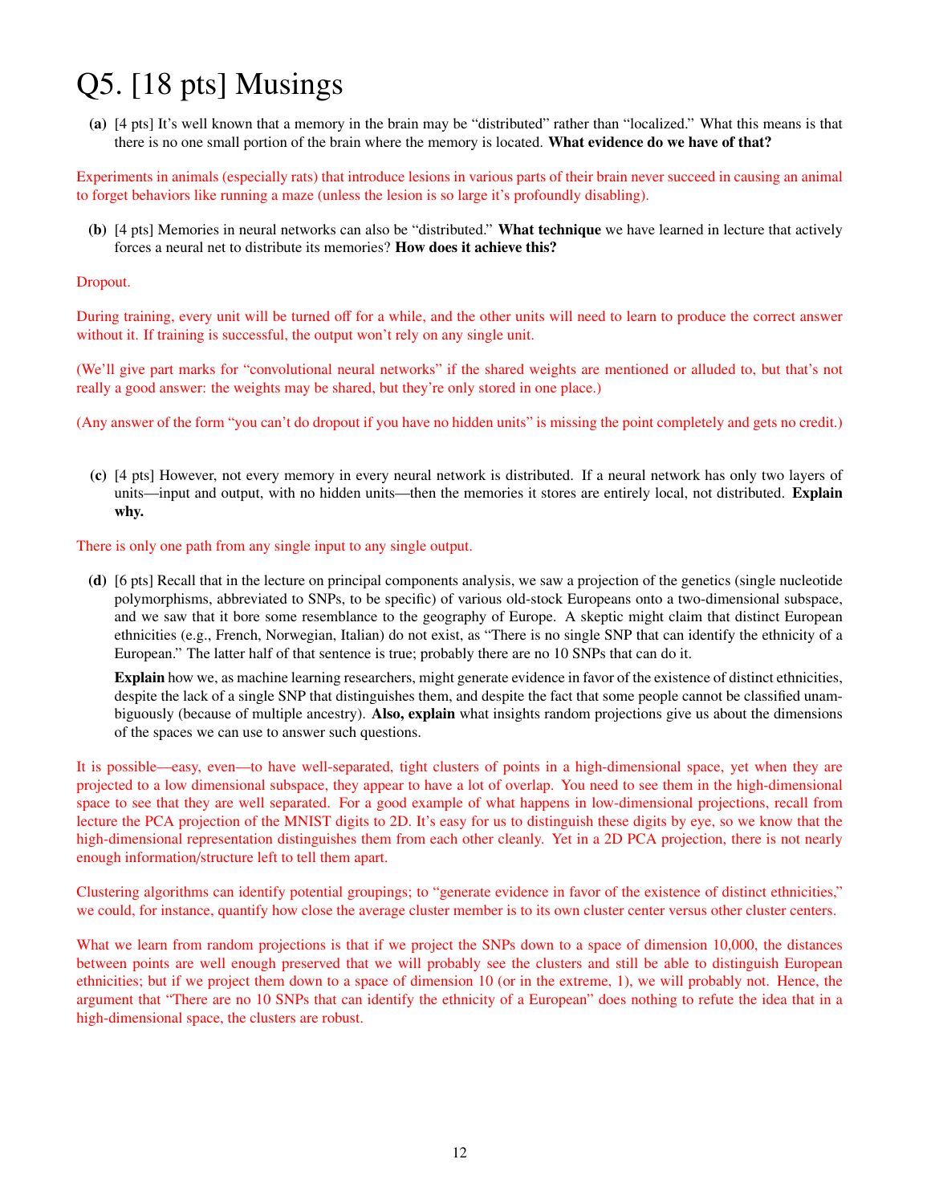# Q5. [18 pts] Musings

**(a)** [4 pts] It's well known that a memory in the brain may be "distributed" rather than "localized." What this means is that there is no one small portion of the brain where the memory is located. **What evidence do we have of that?**

Experiments in animals (especially rats) that introduce lesions in various parts of their brain never succeed in causing an animal to forget behaviors like running a maze (unless the lesion is so large it's profoundly disabling).

**(b)** [4 pts] Memories in neural networks can also be "distributed." **What technique** we have learned in lecture that actively forces a neural net to distribute its memories? **How does it achieve this?**

Dropout.

During training, every unit will be turned off for a while, and the other units will need to learn to produce the correct answer without it. If training is successful, the output won't rely on any single unit.

(We'll give part marks for "convolutional neural networks" if the shared weights are mentioned or alluded to, but that's not really a good answer: the weights may be shared, but they're only stored in one place.)

(Any answer of the form "you can't do dropout if you have no hidden units" is missing the point completely and gets no credit.)

**(c)** [4 pts] However, not every memory in every neural network is distributed. If a neural network has only two layers of units—input and output, with no hidden units—then the memories it stores are entirely local, not distributed. **Explain why.**

There is only one path from any single input to any single output.

**(d)** [6 pts] Recall that in the lecture on principal components analysis, we saw a projection of the genetics (single nucleotide polymorphisms, abbreviated to SNPs, to be specific) of various old-stock Europeans onto a two-dimensional subspace, and we saw that it bore some resemblance to the geography of Europe. A skeptic might claim that distinct European ethnicities (e.g., French, Norwegian, Italian) do not exist, as "There is no single SNP that can identify the ethnicity of a European." The latter half of that sentence is true; probably there are no 10 SNPs that can do it.

**Explain** how we, as machine learning researchers, might generate evidence in favor of the existence of distinct ethnicities, despite the lack of a single SNP that distinguishes them, and despite the fact that some people cannot be classified unambiguously (because of multiple ancestry). **Also, explain** what insights random projections give us about the dimensions of the spaces we can use to answer such questions.

It is possible—easy, even—to have well-separated, tight clusters of points in a high-dimensional space, yet when they are projected to a low dimensional subspace, they appear to have a lot of overlap. You need to see them in the high-dimensional space to see that they are well separated. For a good example of what happens in low-dimensional projections, recall from lecture the PCA projection of the MNIST digits to 2D. It's easy for us to distinguish these digits by eye, so we know that the high-dimensional representation distinguishes them from each other cleanly. Yet in a 2D PCA projection, there is not nearly enough information/structure left to tell them apart.

Clustering algorithms can identify potential groupings; to "generate evidence in favor of the existence of distinct ethnicities," we could, for instance, quantify how close the average cluster member is to its own cluster center versus other cluster centers.

What we learn from random projections is that if we project the SNPs down to a space of dimension 10,000, the distances between points are well enough preserved that we will probably see the clusters and still be able to distinguish European ethnicities; but if we project them down to a space of dimension 10 (or in the extreme, 1), we will probably not. Hence, the argument that "There are no 10 SNPs that can identify the ethnicity of a European" does nothing to refute the idea that in a high-dimensional space, the clusters are robust.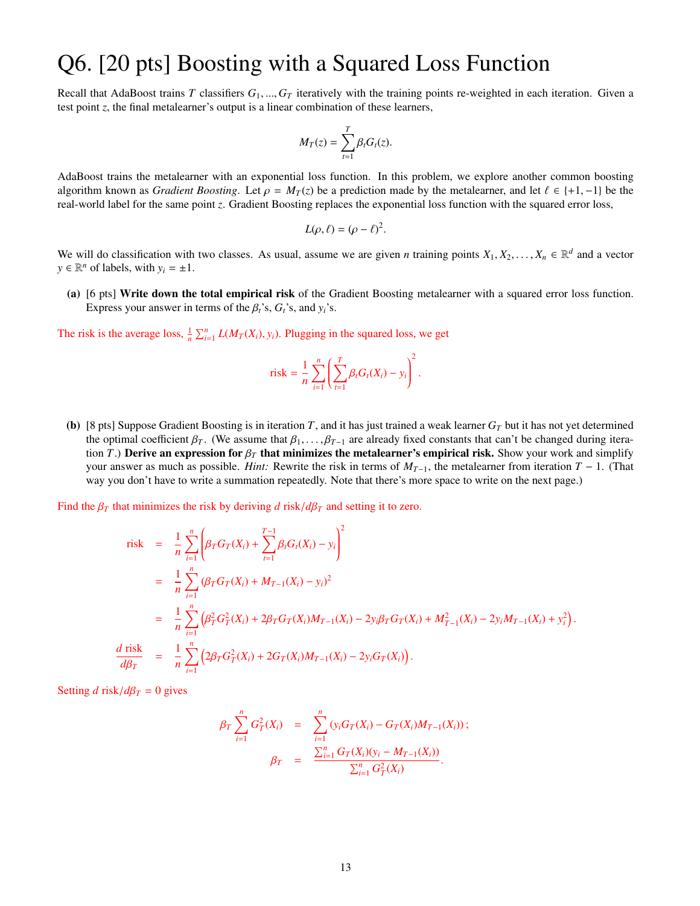# Q6. [20 pts] Boosting with a Squared Loss Function

Recall that AdaBoost trains $T$ classifiers $G_1, ..., G_T$ iteratively with the training points re-weighted in each iteration. Given a test point $z$, the final metalearner's output is a linear combination of these learners,

$$M_T(z) = \sum_{t=1}^{T} \beta_t G_t(z).$$

AdaBoost trains the metalearner with an exponential loss function. In this problem, we explore another common boosting algorithm known as *Gradient Boosting*. Let $\rho = M_T(z)$ be a prediction made by the metalearner, and let $\ell \in \{+1, -1\}$ be the real-world label for the same point $z$. Gradient Boosting replaces the exponential loss function with the squared error loss,

$$L(\rho, \ell) = (\rho - \ell)^2.$$

We will do classification with two classes. As usual, assume we are given $n$ training points $X_1, X_2, \ldots, X_n \in \mathbb{R}^d$ and a vector $y \in \mathbb{R}^n$ of labels, with $y_i = \pm 1$.

**(a)** [6 pts] **Write down the total empirical risk** of the Gradient Boosting metalearner with a squared error loss function. Express your answer in terms of the $\beta_t$'s, $G_t$'s, and $y_i$'s.

The risk is the average loss, $\frac{1}{n}\sum_{i=1}^{n} L(M_T(X_i), y_i)$. Plugging in the squared loss, we get

$$\text{risk} = \frac{1}{n}\sum_{i=1}^{n}\left(\sum_{t=1}^{T}\beta_t G_t(X_i) - y_i\right)^2.$$

**(b)** [8 pts] Suppose Gradient Boosting is in iteration $T$, and it has just trained a weak learner $G_T$ but it has not yet determined the optimal coefficient $\beta_T$. (We assume that $\beta_1, \ldots, \beta_{T-1}$ are already fixed constants that can't be changed during iteration $T$.) **Derive an expression for $\beta_T$ that minimizes the metalearner's empirical risk.** Show your work and simplify your answer as much as possible. *Hint:* Rewrite the risk in terms of $M_{T-1}$, the metalearner from iteration $T-1$. (That way you don't have to write a summation repeatedly. Note that there's more space to write on the next page.)

Find the $\beta_T$ that minimizes the risk by deriving $d\,\text{risk}/d\beta_T$ and setting it to zero.

$$\begin{aligned}
\text{risk} &= \frac{1}{n}\sum_{i=1}^{n}\left(\beta_T G_T(X_i) + \sum_{t=1}^{T-1}\beta_t G_t(X_i) - y_i\right)^2 \\
&= \frac{1}{n}\sum_{i=1}^{n}\left(\beta_T G_T(X_i) + M_{T-1}(X_i) - y_i\right)^2 \\
&= \frac{1}{n}\sum_{i=1}^{n}\left(\beta_T^2 G_T^2(X_i) + 2\beta_T G_T(X_i) M_{T-1}(X_i) - 2y_i\beta_T G_T(X_i) + M_{T-1}^2(X_i) - 2y_i M_{T-1}(X_i) + y_i^2\right). \\
\frac{d\,\text{risk}}{d\beta_T} &= \frac{1}{n}\sum_{i=1}^{n}\left(2\beta_T G_T^2(X_i) + 2G_T(X_i) M_{T-1}(X_i) - 2y_i G_T(X_i)\right).
\end{aligned}$$

Setting $d\,\text{risk}/d\beta_T = 0$ gives

$$\begin{aligned}
\beta_T \sum_{i=1}^{n} G_T^2(X_i) &= \sum_{i=1}^{n}\left(y_i G_T(X_i) - G_T(X_i) M_{T-1}(X_i)\right); \\
\beta_T &= \frac{\sum_{i=1}^{n} G_T(X_i)(y_i - M_{T-1}(X_i))}{\sum_{i=1}^{n} G_T^2(X_i)}.
\end{aligned}$$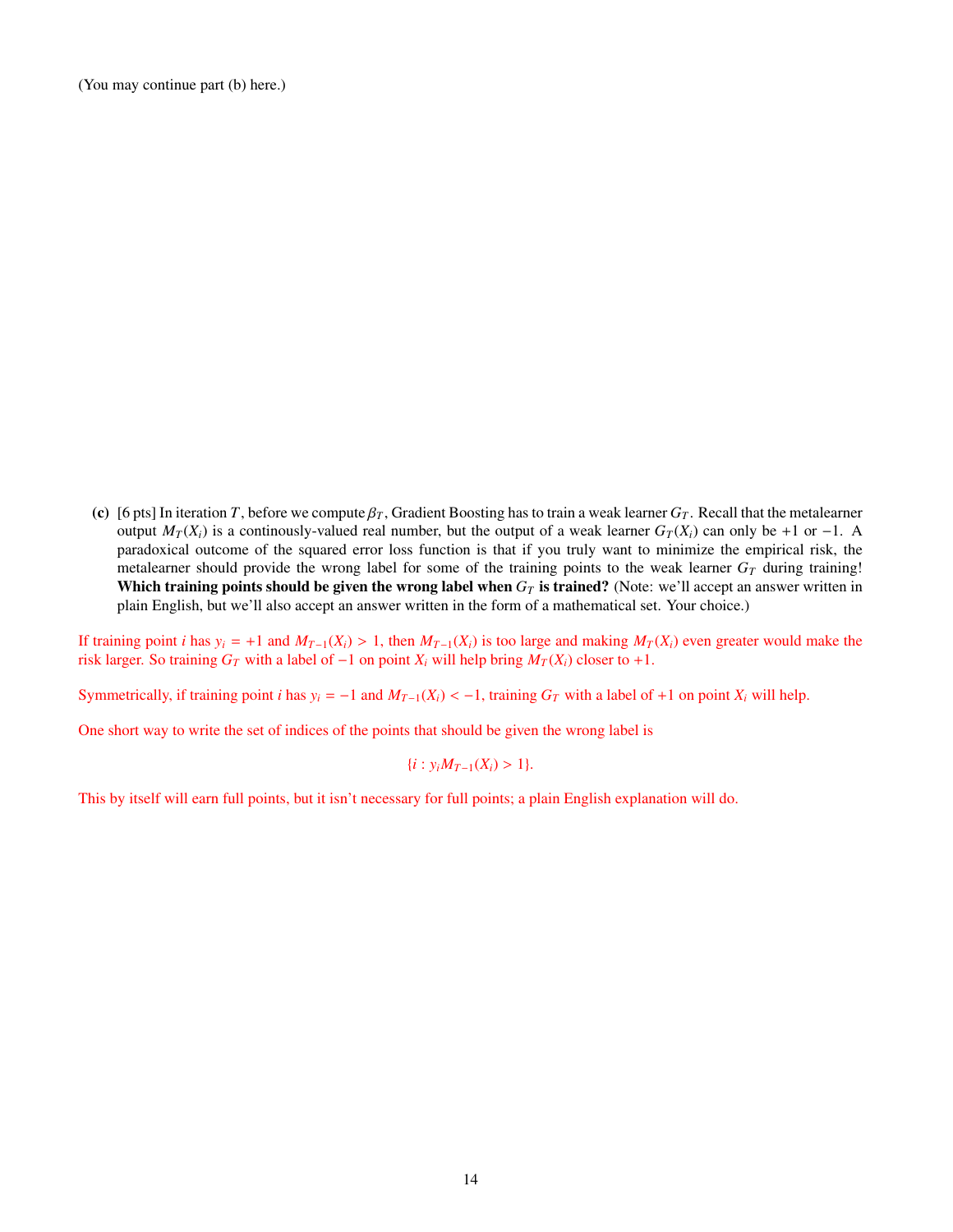(You may continue part (b) here.)

**(c)** [6 pts] In iteration $T$, before we compute $\beta_T$, Gradient Boosting has to train a weak learner $G_T$. Recall that the metalearner output $M_T(X_i)$ is a continously-valued real number, but the output of a weak learner $G_T(X_i)$ can only be $+1$ or $-1$. A paradoxical outcome of the squared error loss function is that if you truly want to minimize the empirical risk, the metalearner should provide the wrong label for some of the training points to the weak learner $G_T$ during training! **Which training points should be given the wrong label when $G_T$ is trained?** (Note: we'll accept an answer written in plain English, but we'll also accept an answer written in the form of a mathematical set. Your choice.)

If training point $i$ has $y_i = +1$ and $M_{T-1}(X_i) > 1$, then $M_{T-1}(X_i)$ is too large and making $M_T(X_i)$ even greater would make the risk larger. So training $G_T$ with a label of $-1$ on point $X_i$ will help bring $M_T(X_i)$ closer to $+1$.

Symmetrically, if training point $i$ has $y_i = -1$ and $M_{T-1}(X_i) < -1$, training $G_T$ with a label of $+1$ on point $X_i$ will help.

One short way to write the set of indices of the points that should be given the wrong label is

$$\{i : y_i M_{T-1}(X_i) > 1\}.$$

This by itself will earn full points, but it isn't necessary for full points; a plain English explanation will do.